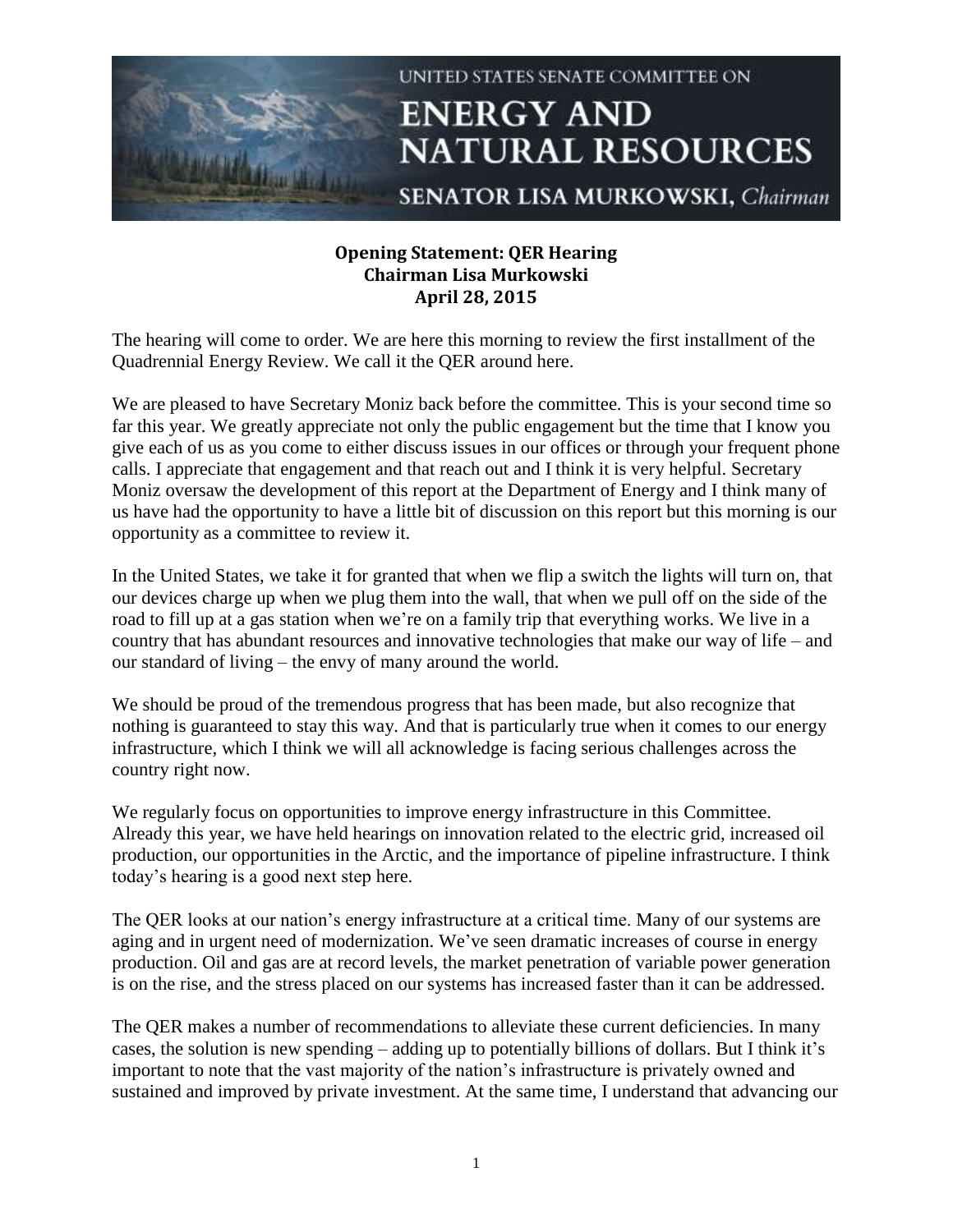UNITED STATES SENATE COMMITTEE ON

# ENERGY AND NATURAL RESOURCES

SENATOR LISA MURKOWSKI, *Chairman*

**Opening Statement: QER Hearing**
**Chairman Lisa Murkowski**
**April 28, 2015**

The hearing will come to order. We are here this morning to review the first installment of the Quadrennial Energy Review. We call it the QER around here.

We are pleased to have Secretary Moniz back before the committee. This is your second time so far this year. We greatly appreciate not only the public engagement but the time that I know you give each of us as you come to either discuss issues in our offices or through your frequent phone calls. I appreciate that engagement and that reach out and I think it is very helpful. Secretary Moniz oversaw the development of this report at the Department of Energy and I think many of us have had the opportunity to have a little bit of discussion on this report but this morning is our opportunity as a committee to review it.

In the United States, we take it for granted that when we flip a switch the lights will turn on, that our devices charge up when we plug them into the wall, that when we pull off on the side of the road to fill up at a gas station when we're on a family trip that everything works. We live in a country that has abundant resources and innovative technologies that make our way of life – and our standard of living – the envy of many around the world.

We should be proud of the tremendous progress that has been made, but also recognize that nothing is guaranteed to stay this way. And that is particularly true when it comes to our energy infrastructure, which I think we will all acknowledge is facing serious challenges across the country right now.

We regularly focus on opportunities to improve energy infrastructure in this Committee. Already this year, we have held hearings on innovation related to the electric grid, increased oil production, our opportunities in the Arctic, and the importance of pipeline infrastructure. I think today's hearing is a good next step here.

The QER looks at our nation's energy infrastructure at a critical time. Many of our systems are aging and in urgent need of modernization. We've seen dramatic increases of course in energy production. Oil and gas are at record levels, the market penetration of variable power generation is on the rise, and the stress placed on our systems has increased faster than it can be addressed.

The QER makes a number of recommendations to alleviate these current deficiencies. In many cases, the solution is new spending – adding up to potentially billions of dollars. But I think it's important to note that the vast majority of the nation's infrastructure is privately owned and sustained and improved by private investment. At the same time, I understand that advancing our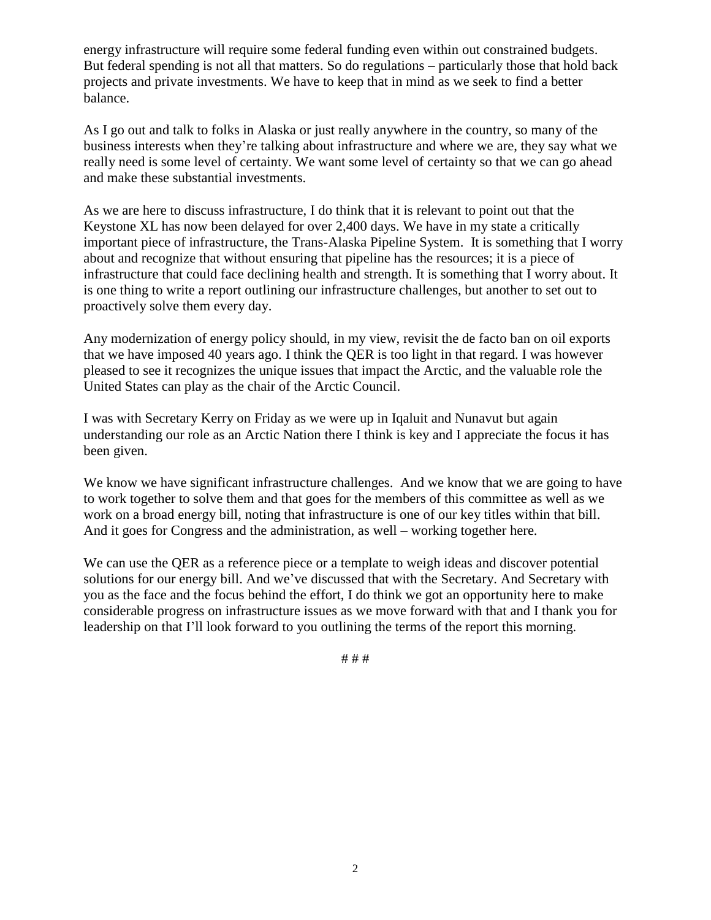energy infrastructure will require some federal funding even within out constrained budgets. But federal spending is not all that matters. So do regulations – particularly those that hold back projects and private investments. We have to keep that in mind as we seek to find a better balance.

As I go out and talk to folks in Alaska or just really anywhere in the country, so many of the business interests when they're talking about infrastructure and where we are, they say what we really need is some level of certainty. We want some level of certainty so that we can go ahead and make these substantial investments.

As we are here to discuss infrastructure, I do think that it is relevant to point out that the Keystone XL has now been delayed for over 2,400 days. We have in my state a critically important piece of infrastructure, the Trans-Alaska Pipeline System. It is something that I worry about and recognize that without ensuring that pipeline has the resources; it is a piece of infrastructure that could face declining health and strength. It is something that I worry about. It is one thing to write a report outlining our infrastructure challenges, but another to set out to proactively solve them every day.

Any modernization of energy policy should, in my view, revisit the de facto ban on oil exports that we have imposed 40 years ago. I think the QER is too light in that regard. I was however pleased to see it recognizes the unique issues that impact the Arctic, and the valuable role the United States can play as the chair of the Arctic Council.

I was with Secretary Kerry on Friday as we were up in Iqaluit and Nunavut but again understanding our role as an Arctic Nation there I think is key and I appreciate the focus it has been given.

We know we have significant infrastructure challenges. And we know that we are going to have to work together to solve them and that goes for the members of this committee as well as we work on a broad energy bill, noting that infrastructure is one of our key titles within that bill. And it goes for Congress and the administration, as well – working together here.

We can use the QER as a reference piece or a template to weigh ideas and discover potential solutions for our energy bill. And we've discussed that with the Secretary. And Secretary with you as the face and the focus behind the effort, I do think we got an opportunity here to make considerable progress on infrastructure issues as we move forward with that and I thank you for leadership on that I'll look forward to you outlining the terms of the report this morning.

# # #